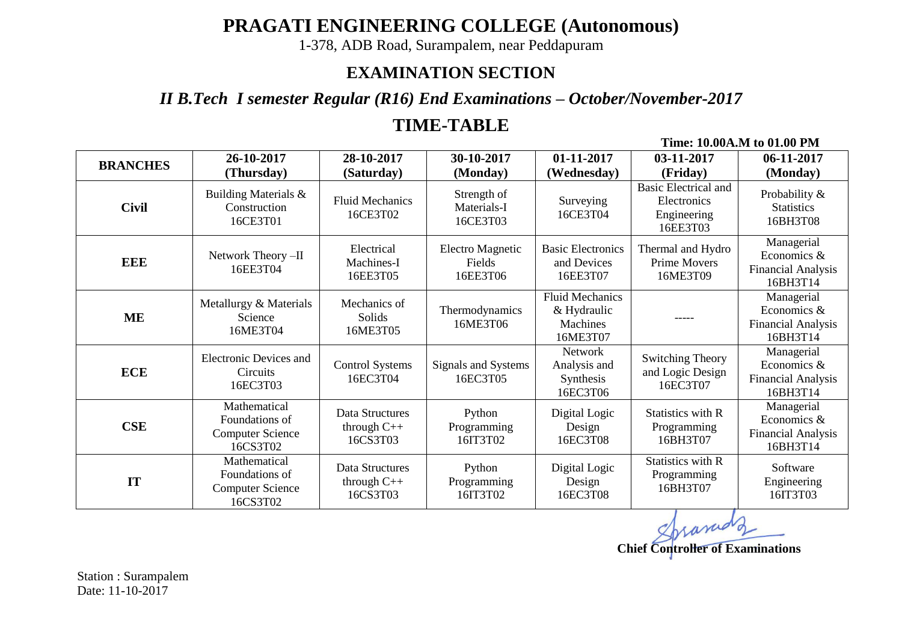# PRAGATI ENGINEERING COLLEGE (Autonomous)

1-378, ADB Road, Surampalem, near Peddapuram

## EXAMINATION SECTION

### *II B.Tech I semester Regular (R16) End Examinations – October/November-2017*

## TIME-TABLE

**Time: 10.00A.M to 01.00 PM**

| BRANCHES | 26-10-2017 (Thursday) | 28-10-2017 (Saturday) | 30-10-2017 (Monday) | 01-11-2017 (Wednesday) | 03-11-2017 (Friday) | 06-11-2017 (Monday) |
|---|---|---|---|---|---|---|
| **Civil** | Building Materials & Construction 16CE3T01 | Fluid Mechanics 16CE3T02 | Strength of Materials-I 16CE3T03 | Surveying 16CE3T04 | Basic Electrical and Electronics Engineering 16EE3T03 | Probability & Statistics 16BH3T08 |
| **EEE** | Network Theory –II 16EE3T04 | Electrical Machines-I 16EE3T05 | Electro Magnetic Fields 16EE3T06 | Basic Electronics and Devices 16EE3T07 | Thermal and Hydro Prime Movers 16ME3T09 | Managerial Economics & Financial Analysis 16BH3T14 |
| **ME** | Metallurgy & Materials Science 16ME3T04 | Mechanics of Solids 16ME3T05 | Thermodynamics 16ME3T06 | Fluid Mechanics & Hydraulic Machines 16ME3T07 | ----- | Managerial Economics & Financial Analysis 16BH3T14 |
| **ECE** | Electronic Devices and Circuits 16EC3T03 | Control Systems 16EC3T04 | Signals and Systems 16EC3T05 | Network Analysis and Synthesis 16EC3T06 | Switching Theory and Logic Design 16EC3T07 | Managerial Economics & Financial Analysis 16BH3T14 |
| **CSE** | Mathematical Foundations of Computer Science 16CS3T02 | Data Structures through C++ 16CS3T03 | Python Programming 16IT3T02 | Digital Logic Design 16EC3T08 | Statistics with R Programming 16BH3T07 | Managerial Economics & Financial Analysis 16BH3T14 |
| **IT** | Mathematical Foundations of Computer Science 16CS3T02 | Data Structures through C++ 16CS3T03 | Python Programming 16IT3T02 | Digital Logic Design 16EC3T08 | Statistics with R Programming 16BH3T07 | Software Engineering 16IT3T03 |

**Chief Controller of Examinations**

Station : Surampalem
Date: 11-10-2017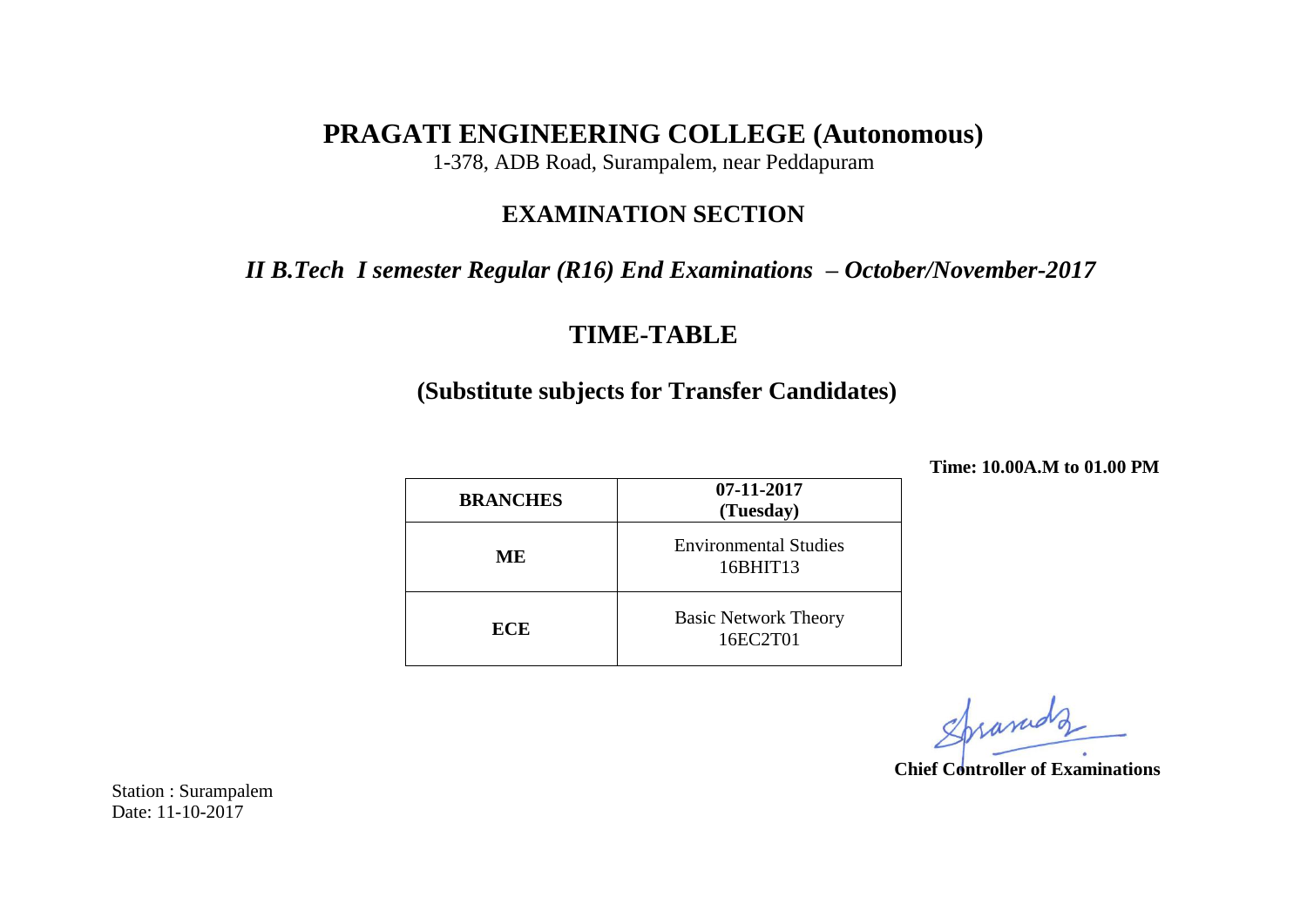# PRAGATI ENGINEERING COLLEGE (Autonomous)

1-378, ADB Road, Surampalem, near Peddapuram

## EXAMINATION SECTION

***II B.Tech I semester Regular (R16) End Examinations – October/November-2017***

## TIME-TABLE

### (Substitute subjects for Transfer Candidates)

**Time: 10.00A.M to 01.00 PM**

| **BRANCHES** | **07-11-2017 (Tuesday)** |
| --- | --- |
| **ME** | Environmental Studies 16BHIT13 |
| **ECE** | Basic Network Theory 16EC2T01 |

**Chief Controller of Examinations**

Station : Surampalem

Date: 11-10-2017